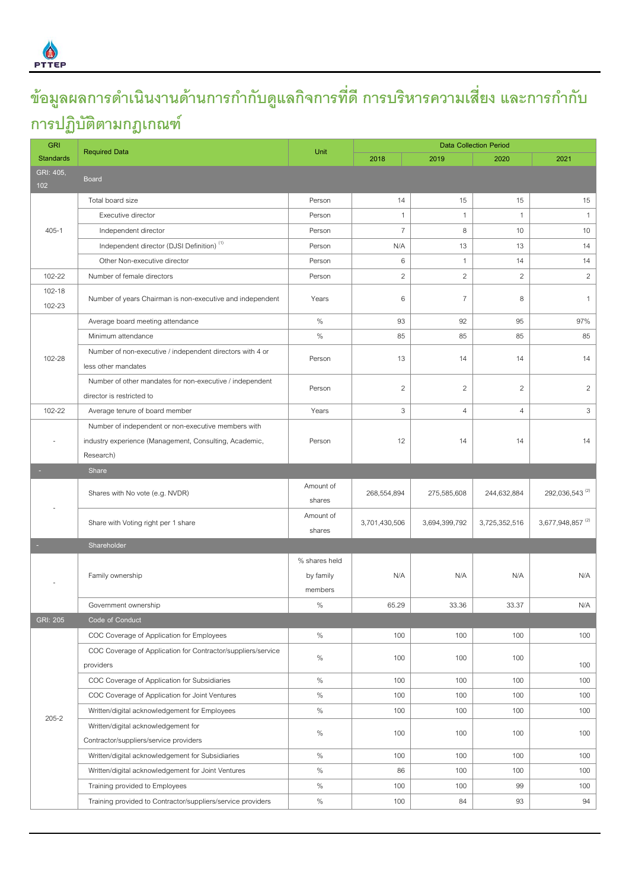# ข้อมูลผลการดำเนินงานด้านการกำกับดูแลกิจการที่ดี การบริหารความเสี่ยง และการกำกับการปฏิบัติตามกฎเกณฑ์

| GRI Standards | Required Data | Unit | Data Collection Period | | | |
|---|---|---|---|---|---|---|
| | | | 2018 | 2019 | 2020 | 2021 |
| GRI: 405, 102 | Board | | | | | |
| 405-1 | Total board size | Person | 14 | 15 | 15 | 15 |
| | Executive director | Person | 1 | 1 | 1 | 1 |
| | Independent director | Person | 7 | 8 | 10 | 10 |
| | Independent director (DJSI Definition) [1] | Person | N/A | 13 | 13 | 14 |
| | Other Non-executive director | Person | 6 | 1 | 14 | 14 |
| 102-22 | Number of female directors | Person | 2 | 2 | 2 | 2 |
| 102-18 102-23 | Number of years Chairman is non-executive and independent | Years | 6 | 7 | 8 | 1 |
| 102-28 | Average board meeting attendance | % | 93 | 92 | 95 | 97% |
| | Minimum attendance | % | 85 | 85 | 85 | 85 |
| | Number of non-executive / independent directors with 4 or less other mandates | Person | 13 | 14 | 14 | 14 |
| | Number of other mandates for non-executive / independent director is restricted to | Person | 2 | 2 | 2 | 2 |
| 102-22 | Average tenure of board member | Years | 3 | 4 | 4 | 3 |
| - | Number of independent or non-executive members with industry experience (Management, Consulting, Academic, Research) | Person | 12 | 14 | 14 | 14 |
| - | Share | | | | | |
| - | Shares with No vote (e.g. NVDR) | Amount of shares | 268,554,894 | 275,585,608 | 244,632,884 | 292,036,543 [2] |
| | Share with Voting right per 1 share | Amount of shares | 3,701,430,506 | 3,694,399,792 | 3,725,352,516 | 3,677,948,857 [2] |
| - | Shareholder | | | | | |
| - | Family ownership | % shares held by family members | N/A | N/A | N/A | N/A |
| | Government ownership | % | 65.29 | 33.36 | 33.37 | N/A |
| GRI: 205 | Code of Conduct | | | | | |
| 205-2 | COC Coverage of Application for Employees | % | 100 | 100 | 100 | 100 |
| | COC Coverage of Application for Contractor/suppliers/service providers | % | 100 | 100 | 100 | 100 |
| | COC Coverage of Application for Subsidiaries | % | 100 | 100 | 100 | 100 |
| | COC Coverage of Application for Joint Ventures | % | 100 | 100 | 100 | 100 |
| | Written/digital acknowledgement for Employees | % | 100 | 100 | 100 | 100 |
| | Written/digital acknowledgement for Contractor/suppliers/service providers | % | 100 | 100 | 100 | 100 |
| | Written/digital acknowledgement for Subsidiaries | % | 100 | 100 | 100 | 100 |
| | Written/digital acknowledgement for Joint Ventures | % | 86 | 100 | 100 | 100 |
| | Training provided to Employees | % | 100 | 100 | 99 | 100 |
| | Training provided to Contractor/suppliers/service providers | % | 100 | 84 | 93 | 94 |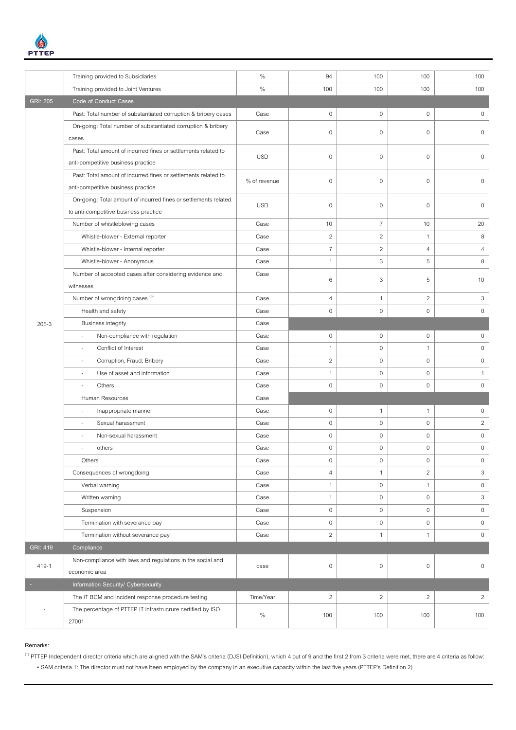|  | Training provided to Subsidiaries | % | 94 | 100 | 100 | 100 |
|---|---|---|---|---|---|---|
|  | Training provided to Joint Ventures | % | 100 | 100 | 100 | 100 |
| GRI: 205 | Code of Conduct Cases |  |  |  |  |  |
|  | Past: Total number of substantiated corruption & bribery cases | Case | 0 | 0 | 0 | 0 |
|  | On-going: Total number of substantiated corruption & bribery cases | Case | 0 | 0 | 0 | 0 |
|  | Past: Total amount of incurred fines or settlements related to anti-competitive business practice | USD | 0 | 0 | 0 | 0 |
|  | Past: Total amount of incurred fines or settlements related to anti-competitive business practice | % of revenue | 0 | 0 | 0 | 0 |
|  | On-going: Total amount of incurred fines or settlements related to anti-competitive business practice | USD | 0 | 0 | 0 | 0 |
|  | Number of whistleblowing cases | Case | 10 | 7 | 10 | 20 |
|  | Whistle-blower - External reporter | Case | 2 | 2 | 1 | 8 |
|  | Whistle-blower - Internal reporter | Case | 7 | 2 | 4 | 4 |
|  | Whistle-blower - Anonymous | Case | 1 | 3 | 5 | 8 |
|  | Number of accepted cases after considering evidence and witnesses | Case | 6 | 3 | 5 | 10 |
|  | Number of wrongdoing cases [3] | Case | 4 | 1 | 2 | 3 |
|  | Health and safety | Case | 0 | 0 | 0 | 0 |
| 205-3 | Business integrity | Case |  |  |  |  |
|  | - Non-compliance with regulation | Case | 0 | 0 | 0 | 0 |
|  | - Conflict of Interest | Case | 1 | 0 | 1 | 0 |
|  | - Corruption, Fraud, Bribery | Case | 2 | 0 | 0 | 0 |
|  | - Use of asset and information | Case | 1 | 0 | 0 | 1 |
|  | - Others | Case | 0 | 0 | 0 | 0 |
|  | Human Resources | Case |  |  |  |  |
|  | - Inappropriate manner | Case | 0 | 1 | 1 | 0 |
|  | - Sexual harassment | Case | 0 | 0 | 0 | 2 |
|  | - Non-sexual harassment | Case | 0 | 0 | 0 | 0 |
|  | - others | Case | 0 | 0 | 0 | 0 |
|  | Others | Case | 0 | 0 | 0 | 0 |
|  | Consequences of wrongdoing | Case | 4 | 1 | 2 | 3 |
|  | Verbal warning | Case | 1 | 0 | 1 | 0 |
|  | Written warning | Case | 1 | 0 | 0 | 3 |
|  | Suspension | Case | 0 | 0 | 0 | 0 |
|  | Termination with severance pay | Case | 0 | 0 | 0 | 0 |
|  | Termination without severance pay | Case | 2 | 1 | 1 | 0 |
| GRI: 419 | Compliance |  |  |  |  |  |
| 419-1 | Non-compliance with laws and regulations in the social and economic area | case | 0 | 0 | 0 | 0 |
| - | Information Security/ Cybersecurity |  |  |  |  |  |
|  | The IT BCM and incident response procedure testing | Time/Year | 2 | 2 | 2 | 2 |
| - | The percentage of PTTEP IT infrastrucrure certified by ISO 27001 | % | 100 | 100 | 100 | 100 |

**Remarks:**

[1] PTTEP Independent director criteria which are aligned with the SAM's criteria (DJSI Definition), which 4 out of 9 and the first 2 from 3 criteria were met, there are 4 criteria as follow:

- SAM criteria 1: The director must not have been employed by the company in an executive capacity within the last five years (PTTEP's Definition 2)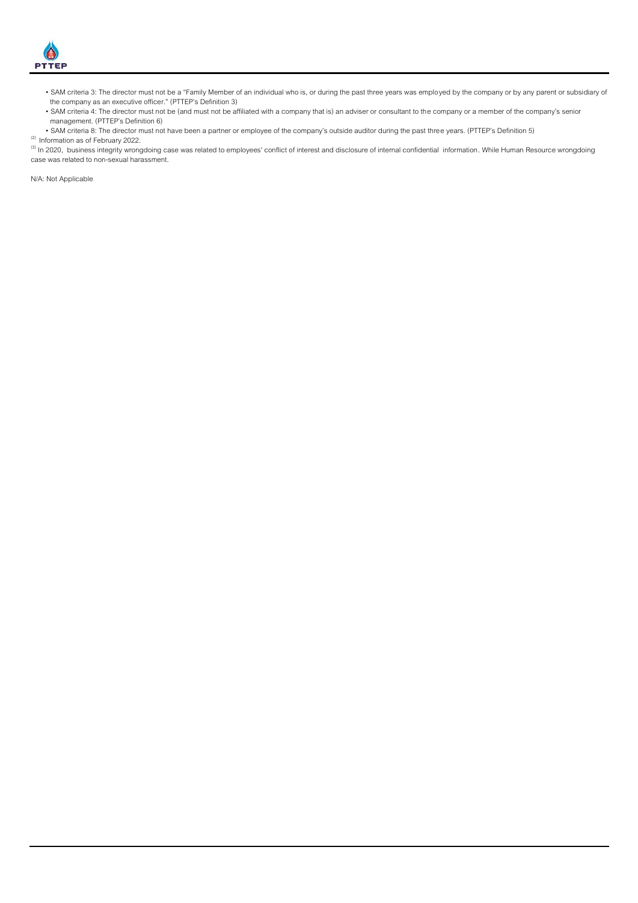- SAM criteria 3: The director must not be a "Family Member of an individual who is, or during the past three years was employed by the company or by any parent or subsidiary of the company as an executive officer." (PTTEP's Definition 3)
- SAM criteria 4: The director must not be (and must not be affiliated with a company that is) an adviser or consultant to the company or a member of the company's senior management. (PTTEP's Definition 6)
- SAM criteria 8: The director must not have been a partner or employee of the company's outside auditor during the past three years. (PTTEP's Definition 5)

[2] Information as of February 2022.

[3] In 2020, business integrity wrongdoing case was related to employees' conflict of interest and disclosure of internal confidential information. While Human Resource wrongdoing case was related to non-sexual harassment.

N/A: Not Applicable